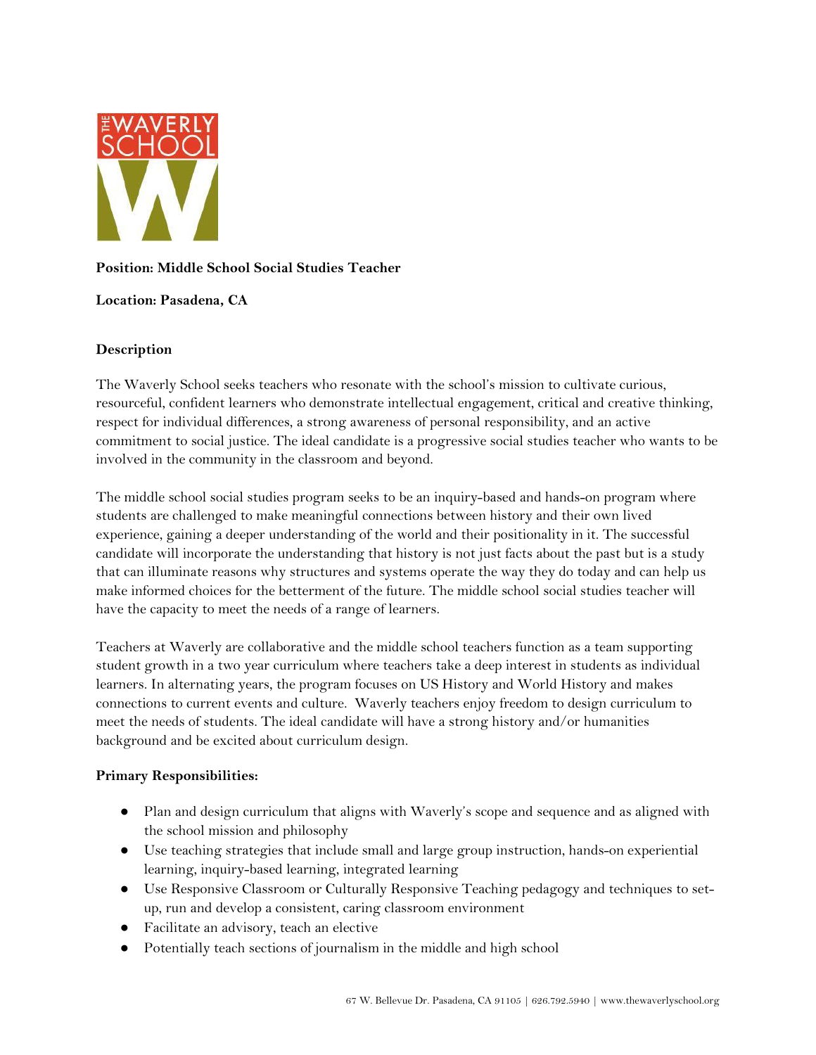**Position: Middle School Social Studies Teacher**

**Location: Pasadena, CA**

**Description**

The Waverly School seeks teachers who resonate with the school's mission to cultivate curious, resourceful, confident learners who demonstrate intellectual engagement, critical and creative thinking, respect for individual differences, a strong awareness of personal responsibility, and an active commitment to social justice. The ideal candidate is a progressive social studies teacher who wants to be involved in the community in the classroom and beyond.

The middle school social studies program seeks to be an inquiry-based and hands-on program where students are challenged to make meaningful connections between history and their own lived experience, gaining a deeper understanding of the world and their positionality in it. The successful candidate will incorporate the understanding that history is not just facts about the past but is a study that can illuminate reasons why structures and systems operate the way they do today and can help us make informed choices for the betterment of the future. The middle school social studies teacher will have the capacity to meet the needs of a range of learners.

Teachers at Waverly are collaborative and the middle school teachers function as a team supporting student growth in a two year curriculum where teachers take a deep interest in students as individual learners. In alternating years, the program focuses on US History and World History and makes connections to current events and culture. Waverly teachers enjoy freedom to design curriculum to meet the needs of students. The ideal candidate will have a strong history and/or humanities background and be excited about curriculum design.

**Primary Responsibilities:**

- Plan and design curriculum that aligns with Waverly's scope and sequence and as aligned with the school mission and philosophy
- Use teaching strategies that include small and large group instruction, hands-on experiential learning, inquiry-based learning, integrated learning
- Use Responsive Classroom or Culturally Responsive Teaching pedagogy and techniques to set-up, run and develop a consistent, caring classroom environment
- Facilitate an advisory, teach an elective
- Potentially teach sections of journalism in the middle and high school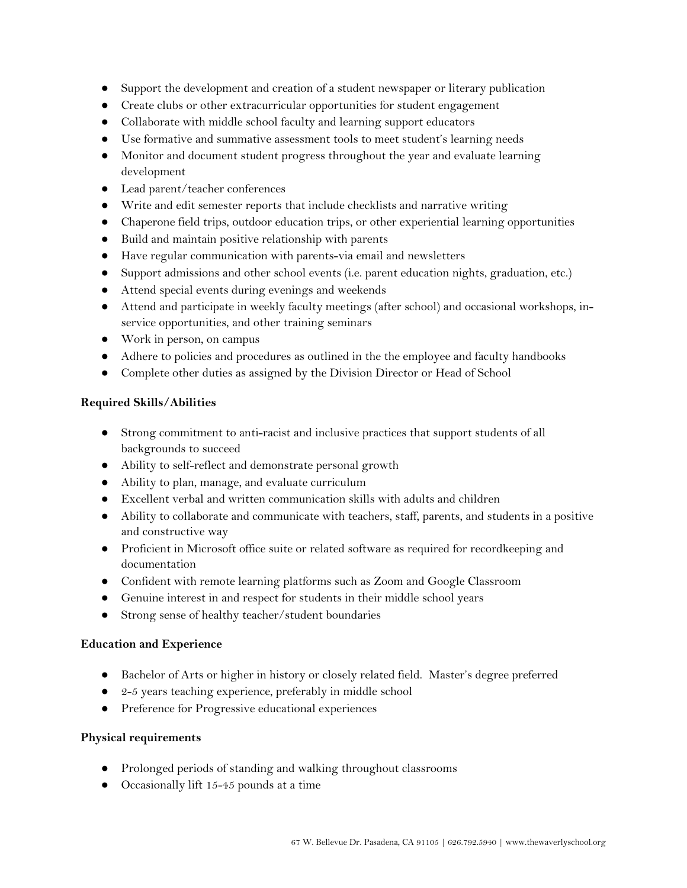- Support the development and creation of a student newspaper or literary publication
- Create clubs or other extracurricular opportunities for student engagement
- Collaborate with middle school faculty and learning support educators
- Use formative and summative assessment tools to meet student's learning needs
- Monitor and document student progress throughout the year and evaluate learning development
- Lead parent/teacher conferences
- Write and edit semester reports that include checklists and narrative writing
- Chaperone field trips, outdoor education trips, or other experiential learning opportunities
- Build and maintain positive relationship with parents
- Have regular communication with parents-via email and newsletters
- Support admissions and other school events (i.e. parent education nights, graduation, etc.)
- Attend special events during evenings and weekends
- Attend and participate in weekly faculty meetings (after school) and occasional workshops, in-service opportunities, and other training seminars
- Work in person, on campus
- Adhere to policies and procedures as outlined in the the employee and faculty handbooks
- Complete other duties as assigned by the Division Director or Head of School

**Required Skills/Abilities**

- Strong commitment to anti-racist and inclusive practices that support students of all backgrounds to succeed
- Ability to self-reflect and demonstrate personal growth
- Ability to plan, manage, and evaluate curriculum
- Excellent verbal and written communication skills with adults and children
- Ability to collaborate and communicate with teachers, staff, parents, and students in a positive and constructive way
- Proficient in Microsoft office suite or related software as required for recordkeeping and documentation
- Confident with remote learning platforms such as Zoom and Google Classroom
- Genuine interest in and respect for students in their middle school years
- Strong sense of healthy teacher/student boundaries

**Education and Experience**

- Bachelor of Arts or higher in history or closely related field. Master's degree preferred
- 2-5 years teaching experience, preferably in middle school
- Preference for Progressive educational experiences

**Physical requirements**

- Prolonged periods of standing and walking throughout classrooms
- Occasionally lift 15-45 pounds at a time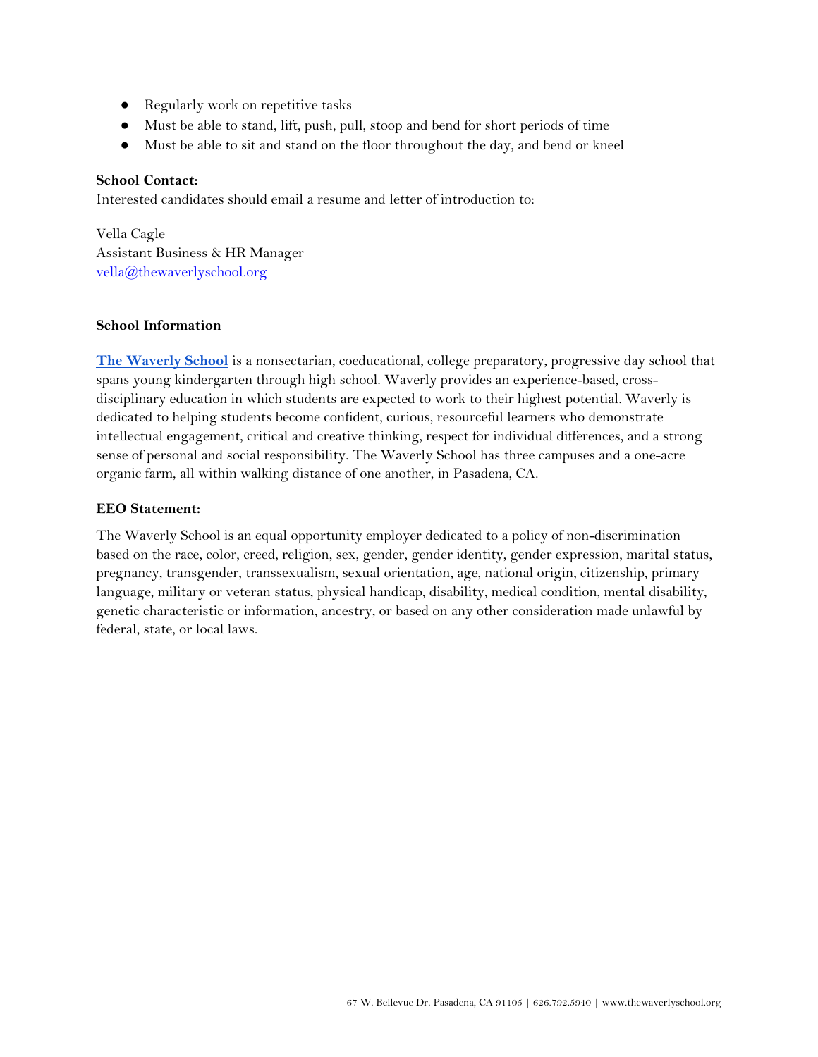- Regularly work on repetitive tasks
- Must be able to stand, lift, push, pull, stoop and bend for short periods of time
- Must be able to sit and stand on the floor throughout the day, and bend or kneel

**School Contact:**
Interested candidates should email a resume and letter of introduction to:

Vella Cagle
Assistant Business & HR Manager
vella@thewaverlyschool.org

**School Information**

**The Waverly School** is a nonsectarian, coeducational, college preparatory, progressive day school that spans young kindergarten through high school. Waverly provides an experience-based, cross-disciplinary education in which students are expected to work to their highest potential. Waverly is dedicated to helping students become confident, curious, resourceful learners who demonstrate intellectual engagement, critical and creative thinking, respect for individual differences, and a strong sense of personal and social responsibility. The Waverly School has three campuses and a one-acre organic farm, all within walking distance of one another, in Pasadena, CA.

**EEO Statement:**

The Waverly School is an equal opportunity employer dedicated to a policy of non-discrimination based on the race, color, creed, religion, sex, gender, gender identity, gender expression, marital status, pregnancy, transgender, transsexualism, sexual orientation, age, national origin, citizenship, primary language, military or veteran status, physical handicap, disability, medical condition, mental disability, genetic characteristic or information, ancestry, or based on any other consideration made unlawful by federal, state, or local laws.